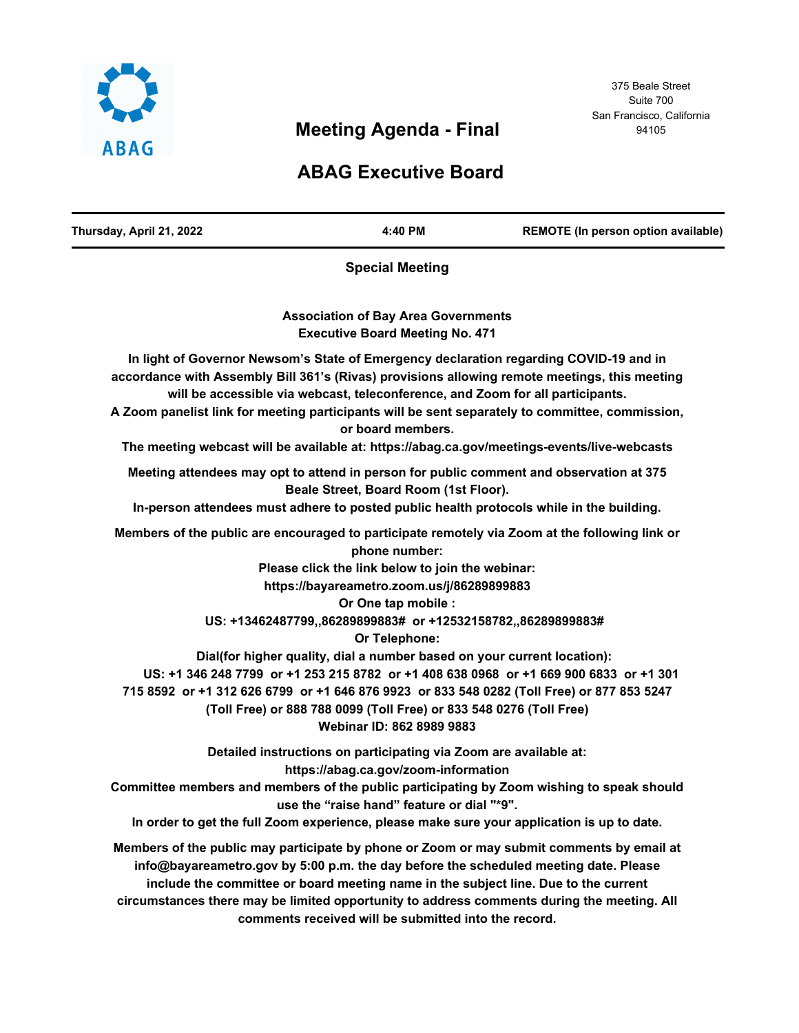ABAG

375 Beale Street
Suite 700
San Francisco, California
94105

# Meeting Agenda - Final

# ABAG Executive Board

| Thursday, April 21, 2022 | 4:40 PM | REMOTE (In person option available) |
|---|---|---|

**Special Meeting**

**Association of Bay Area Governments**
**Executive Board Meeting No. 471**

**In light of Governor Newsom's State of Emergency declaration regarding COVID-19 and in accordance with Assembly Bill 361's (Rivas) provisions allowing remote meetings, this meeting will be accessible via webcast, teleconference, and Zoom for all participants.**

**A Zoom panelist link for meeting participants will be sent separately to committee, commission, or board members.**

**The meeting webcast will be available at: https://abag.ca.gov/meetings-events/live-webcasts**

**Meeting attendees may opt to attend in person for public comment and observation at 375 Beale Street, Board Room (1st Floor).**

**In-person attendees must adhere to posted public health protocols while in the building.**

**Members of the public are encouraged to participate remotely via Zoom at the following link or phone number:**

**Please click the link below to join the webinar:**

**https://bayareametro.zoom.us/j/86289899883**

**Or One tap mobile :**

**US: +13462487799,,86289899883# or +12532158782,,86289899883#**

**Or Telephone:**

**Dial(for higher quality, dial a number based on your current location):**

**US: +1 346 248 7799 or +1 253 215 8782 or +1 408 638 0968 or +1 669 900 6833 or +1 301 715 8592 or +1 312 626 6799 or +1 646 876 9923 or 833 548 0282 (Toll Free) or 877 853 5247 (Toll Free) or 888 788 0099 (Toll Free) or 833 548 0276 (Toll Free)**

**Webinar ID: 862 8989 9883**

**Detailed instructions on participating via Zoom are available at: https://abag.ca.gov/zoom-information**

**Committee members and members of the public participating by Zoom wishing to speak should use the "raise hand" feature or dial "*9".**

**In order to get the full Zoom experience, please make sure your application is up to date.**

**Members of the public may participate by phone or Zoom or may submit comments by email at info@bayareametro.gov by 5:00 p.m. the day before the scheduled meeting date. Please include the committee or board meeting name in the subject line. Due to the current circumstances there may be limited opportunity to address comments during the meeting. All comments received will be submitted into the record.**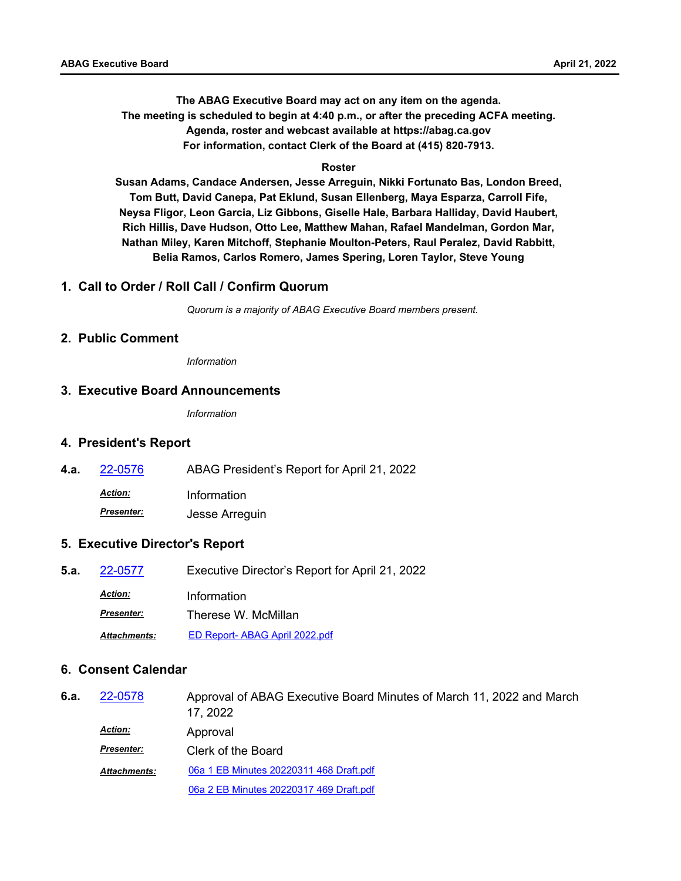**The ABAG Executive Board may act on any item on the agenda.**
**The meeting is scheduled to begin at 4:40 p.m., or after the preceding ACFA meeting.**
**Agenda, roster and webcast available at https://abag.ca.gov**
**For information, contact Clerk of the Board at (415) 820-7913.**

**Roster**

**Susan Adams, Candace Andersen, Jesse Arreguin, Nikki Fortunato Bas, London Breed, Tom Butt, David Canepa, Pat Eklund, Susan Ellenberg, Maya Esparza, Carroll Fife, Neysa Fligor, Leon Garcia, Liz Gibbons, Giselle Hale, Barbara Halliday, David Haubert, Rich Hillis, Dave Hudson, Otto Lee, Matthew Mahan, Rafael Mandelman, Gordon Mar, Nathan Miley, Karen Mitchoff, Stephanie Moulton-Peters, Raul Peralez, David Rabbitt, Belia Ramos, Carlos Romero, James Spering, Loren Taylor, Steve Young**

## 1. Call to Order / Roll Call / Confirm Quorum

*Quorum is a majority of ABAG Executive Board members present.*

## 2. Public Comment

*Information*

## 3. Executive Board Announcements

*Information*

## 4. President's Report

**4.a.** 22-0576 ABAG President's Report for April 21, 2022

***Action:*** Information

***Presenter:*** Jesse Arreguin

## 5. Executive Director's Report

**5.a.** 22-0577 Executive Director's Report for April 21, 2022

***Action:*** Information

***Presenter:*** Therese W. McMillan

***Attachments:*** ED Report- ABAG April 2022.pdf

## 6. Consent Calendar

**6.a.** 22-0578 Approval of ABAG Executive Board Minutes of March 11, 2022 and March 17, 2022

***Action:*** Approval

***Presenter:*** Clerk of the Board

***Attachments:*** 06a 1 EB Minutes 20220311 468 Draft.pdf

06a 2 EB Minutes 20220317 469 Draft.pdf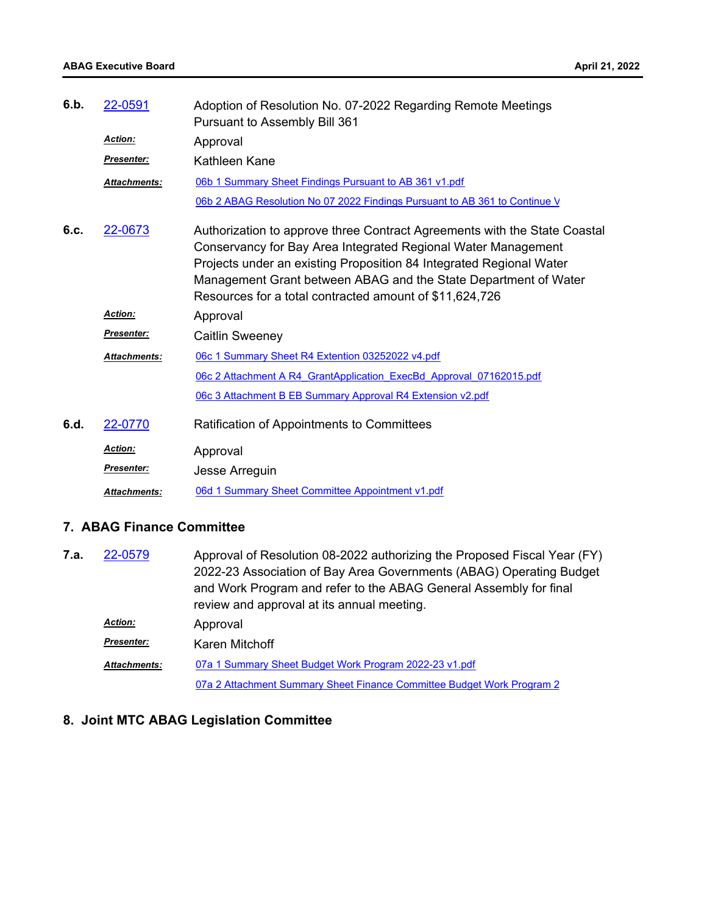**6.b.** 22-0591 Adoption of Resolution No. 07-2022 Regarding Remote Meetings Pursuant to Assembly Bill 361

*Action:* Approval

*Presenter:* Kathleen Kane

*Attachments:* 06b 1 Summary Sheet Findings Pursuant to AB 361 v1.pdf

06b 2 ABAG Resolution No 07 2022 Findings Pursuant to AB 361 to Continue V

**6.c.** 22-0673 Authorization to approve three Contract Agreements with the State Coastal Conservancy for Bay Area Integrated Regional Water Management Projects under an existing Proposition 84 Integrated Regional Water Management Grant between ABAG and the State Department of Water Resources for a total contracted amount of $11,624,726

*Action:* Approval

*Presenter:* Caitlin Sweeney

*Attachments:* 06c 1 Summary Sheet R4 Extention 03252022 v4.pdf

06c 2 Attachment A R4_GrantApplication_ExecBd_Approval_07162015.pdf

06c 3 Attachment B EB Summary Approval R4 Extension v2.pdf

**6.d.** 22-0770 Ratification of Appointments to Committees

*Action:* Approval

*Presenter:* Jesse Arreguin

*Attachments:* 06d 1 Summary Sheet Committee Appointment v1.pdf

## 7. ABAG Finance Committee

**7.a.** 22-0579 Approval of Resolution 08-2022 authorizing the Proposed Fiscal Year (FY) 2022-23 Association of Bay Area Governments (ABAG) Operating Budget and Work Program and refer to the ABAG General Assembly for final review and approval at its annual meeting.

*Action:* Approval

*Presenter:* Karen Mitchoff

*Attachments:* 07a 1 Summary Sheet Budget Work Program 2022-23 v1.pdf

07a 2 Attachment Summary Sheet Finance Committee Budget Work Program 2

## 8. Joint MTC ABAG Legislation Committee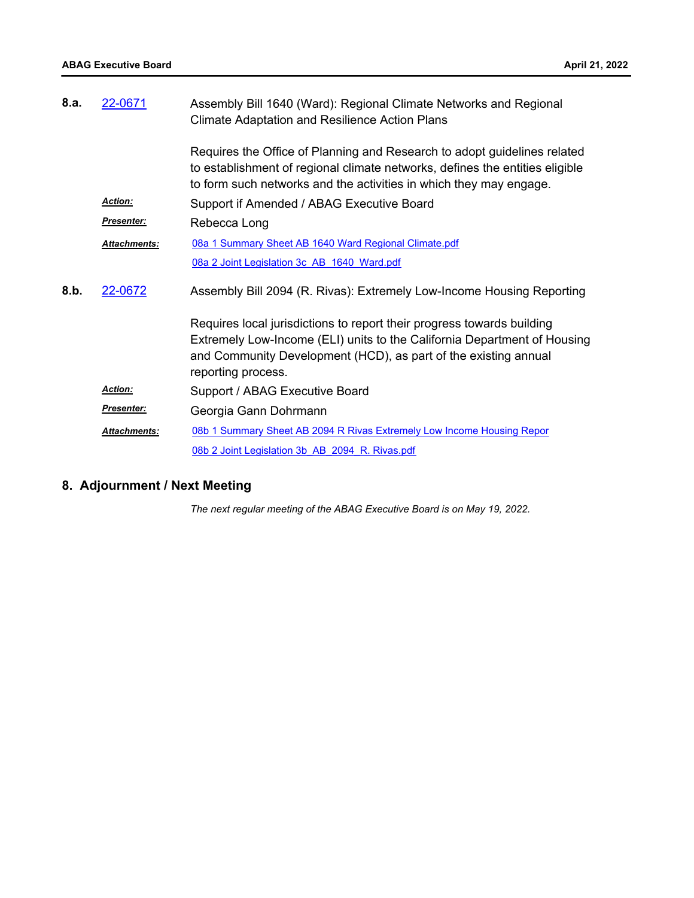**8.a.** 22-0671 Assembly Bill 1640 (Ward): Regional Climate Networks and Regional Climate Adaptation and Resilience Action Plans

Requires the Office of Planning and Research to adopt guidelines related to establishment of regional climate networks, defines the entities eligible to form such networks and the activities in which they may engage.

***Action:*** Support if Amended / ABAG Executive Board

***Presenter:*** Rebecca Long

***Attachments:*** 08a 1 Summary Sheet AB 1640 Ward Regional Climate.pdf

08a 2 Joint Legislation 3c_AB_1640_Ward.pdf

**8.b.** 22-0672 Assembly Bill 2094 (R. Rivas): Extremely Low-Income Housing Reporting

Requires local jurisdictions to report their progress towards building Extremely Low-Income (ELI) units to the California Department of Housing and Community Development (HCD), as part of the existing annual reporting process.

***Action:*** Support / ABAG Executive Board

***Presenter:*** Georgia Gann Dohrmann

***Attachments:*** 08b 1 Summary Sheet AB 2094 R Rivas Extremely Low Income Housing Repor

08b 2 Joint Legislation 3b_AB_2094_R. Rivas.pdf

## 8. Adjournment / Next Meeting

*The next regular meeting of the ABAG Executive Board is on May 19, 2022.*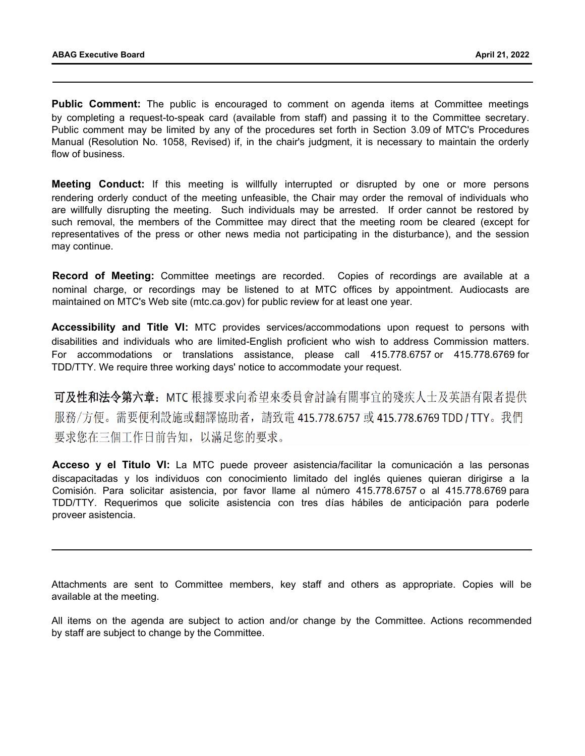**Public Comment:** The public is encouraged to comment on agenda items at Committee meetings by completing a request-to-speak card (available from staff) and passing it to the Committee secretary. Public comment may be limited by any of the procedures set forth in Section 3.09 of MTC's Procedures Manual (Resolution No. 1058, Revised) if, in the chair's judgment, it is necessary to maintain the orderly flow of business.

**Meeting Conduct:** If this meeting is willfully interrupted or disrupted by one or more persons rendering orderly conduct of the meeting unfeasible, the Chair may order the removal of individuals who are willfully disrupting the meeting. Such individuals may be arrested. If order cannot be restored by such removal, the members of the Committee may direct that the meeting room be cleared (except for representatives of the press or other news media not participating in the disturbance), and the session may continue.

**Record of Meeting:** Committee meetings are recorded. Copies of recordings are available at a nominal charge, or recordings may be listened to at MTC offices by appointment. Audiocasts are maintained on MTC's Web site (mtc.ca.gov) for public review for at least one year.

**Accessibility and Title VI:** MTC provides services/accommodations upon request to persons with disabilities and individuals who are limited-English proficient who wish to address Commission matters. For accommodations or translations assistance, please call 415.778.6757 or 415.778.6769 for TDD/TTY. We require three working days' notice to accommodate your request.

**可及性和法令第六章：**MTC 根據要求向希望來委員會討論有關事宜的殘疾人士及英語有限者提供服務/方便。需要便利設施或翻譯協助者，請致電 415.778.6757 或 415.778.6769 TDD / TTY。我們要求您在三個工作日前告知，以滿足您的要求。

**Acceso y el Titulo VI:** La MTC puede proveer asistencia/facilitar la comunicación a las personas discapacitadas y los individuos con conocimiento limitado del inglés quienes quieran dirigirse a la Comisión. Para solicitar asistencia, por favor llame al número 415.778.6757 o al 415.778.6769 para TDD/TTY. Requerimos que solicite asistencia con tres días hábiles de anticipación para poderle proveer asistencia.

---

Attachments are sent to Committee members, key staff and others as appropriate. Copies will be available at the meeting.

All items on the agenda are subject to action and/or change by the Committee. Actions recommended by staff are subject to change by the Committee.